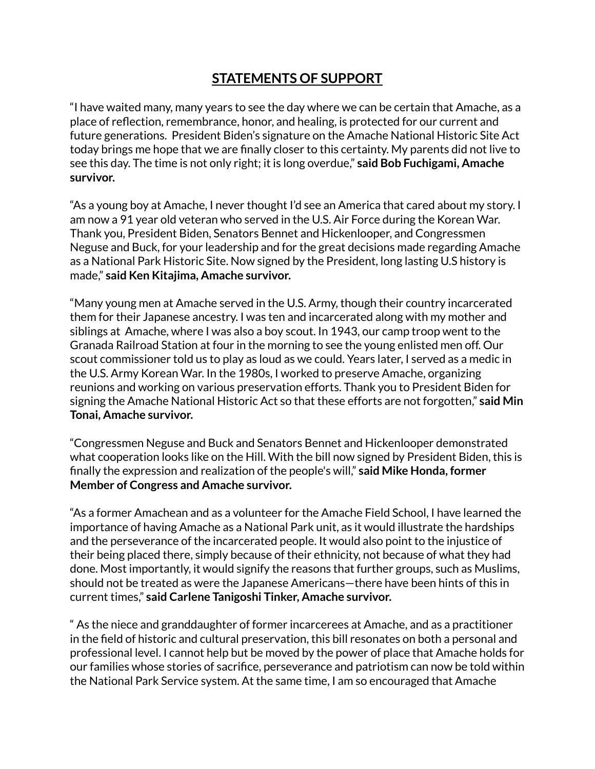## **STATEMENTS OF SUPPORT**

"I have waited many, many years to see the day where we can be certain that Amache, as a place of reflection, remembrance, honor, and healing, is protected for our current and future generations. President Biden's signature on the Amache National Historic Site Act today brings me hope that we are finally closer to this certainty. My parents did not live to see this day. The time is not only right; it is long overdue," **said Bob Fuchigami, Amache survivor.**

"As a young boy at Amache, I never thought I'd see an America that cared about my story. I am now a 91 year old veteran who served in the U.S. Air Force during the Korean War. Thank you, President Biden, Senators Bennet and Hickenlooper, and Congressmen Neguse and Buck, for your leadership and for the great decisions made regarding Amache as a National Park Historic Site. Now signed by the President, long lasting U.S history is made," **said Ken Kitajima, Amache survivor.**

"Many young men at Amache served in the U.S. Army, though their country incarcerated them for their Japanese ancestry. I was ten and incarcerated along with my mother and siblings at Amache, where I was also a boy scout. In 1943, our camp troop went to the Granada Railroad Station at four in the morning to see the young enlisted men off. Our scout commissioner told us to play as loud as we could. Years later, I served as a medic in the U.S. Army Korean War. In the 1980s, I worked to preserve Amache, organizing reunions and working on various preservation efforts. Thank you to President Biden for signing the Amache National Historic Act so that these efforts are not forgotten," **said Min Tonai, Amache survivor.**

"Congressmen Neguse and Buck and Senators Bennet and Hickenlooper demonstrated what cooperation looks like on the Hill. With the bill now signed by President Biden, this is finally the expression and realization of the people's will," **said Mike Honda, former Member of Congress and Amache survivor.**

"As a former Amachean and as a volunteer for the Amache Field School, I have learned the importance of having Amache as a National Park unit, as it would illustrate the hardships and the perseverance of the incarcerated people. It would also point to the injustice of their being placed there, simply because of their ethnicity, not because of what they had done. Most importantly, it would signify the reasons that further groups, such as Muslims, should not be treated as were the Japanese Americans—there have been hints of this in current times," **said Carlene Tanigoshi Tinker, Amache survivor.**

" As the niece and granddaughter of former incarcerees at Amache, and as a practitioner in the field of historic and cultural preservation, this bill resonates on both a personal and professional level. I cannot help but be moved by the power of place that Amache holds for our families whose stories of sacrifice, perseverance and patriotism can now be told within the National Park Service system. At the same time, I am so encouraged that Amache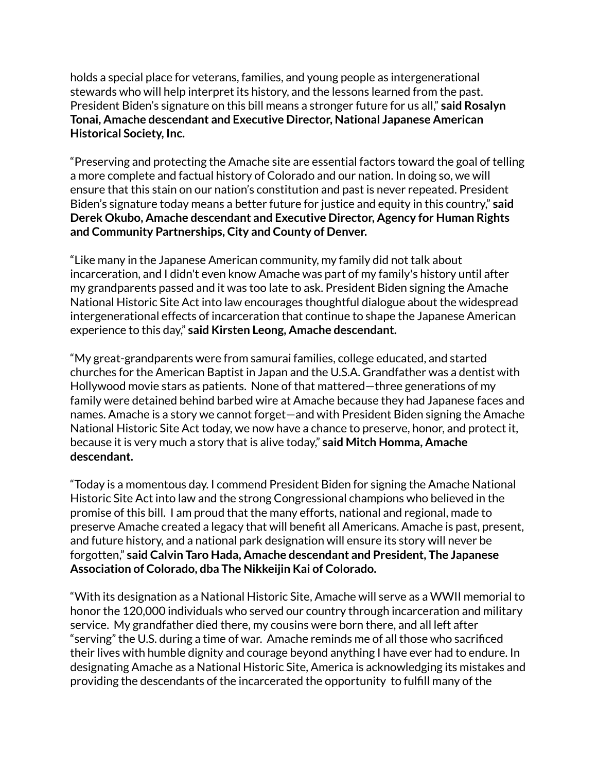holds a special place for veterans, families, and young people as intergenerational stewards who will help interpret its history, and the lessons learned from the past. President Biden's signature on this bill means a stronger future for us all," **said Rosalyn Tonai, Amache descendant and Executive Director, National Japanese American Historical Society, Inc.**

"Preserving and protecting the Amache site are essential factors toward the goal of telling a more complete and factual history of Colorado and our nation. In doing so, we will ensure that this stain on our nation's constitution and past is never repeated. President Biden's signature today means a better future for justice and equity in this country," **said Derek Okubo, Amache descendant and Executive Director, Agency for Human Rights and Community Partnerships, City and County of Denver.**

"Like many in the Japanese American community, my family did not talk about incarceration, and I didn't even know Amache was part of my family's history until after my grandparents passed and it was too late to ask. President Biden signing the Amache National Historic Site Act into law encourages thoughtful dialogue about the widespread intergenerational effects of incarceration that continue to shape the Japanese American experience to this day," **said Kirsten Leong, Amache descendant.**

"My great-grandparents were from samurai families, college educated, and started churches for the American Baptist in Japan and the U.S.A. Grandfather was a dentist with Hollywood movie stars as patients. None of that mattered—three generations of my family were detained behind barbed wire at Amache because they had Japanese faces and names. Amache is a story we cannot forget—and with President Biden signing the Amache National Historic Site Act today, we now have a chance to preserve, honor, and protect it, because it is very much a story that is alive today," **said Mitch Homma, Amache descendant.**

"Today is a momentous day. I commend President Biden for signing the Amache National Historic Site Act into law and the strong Congressional champions who believed in the promise of this bill. I am proud that the many efforts, national and regional, made to preserve Amache created a legacy that will benefit all Americans. Amache is past, present, and future history, and a national park designation will ensure its story will never be forgotten," **said Calvin Taro Hada, Amache descendant and President, The Japanese Association of Colorado, dba The Nikkeijin Kai of Colorado.**

"With its designation as a National Historic Site, Amache will serve as a WWII memorial to honor the 120,000 individuals who served our country through incarceration and military service. My grandfather died there, my cousins were born there, and all left after "serving" the U.S. during a time of war. Amache reminds me of all those who sacrificed their lives with humble dignity and courage beyond anything I have ever had to endure. In designating Amache as a National Historic Site, America is acknowledging its mistakes and providing the descendants of the incarcerated the opportunity to fulfill many of the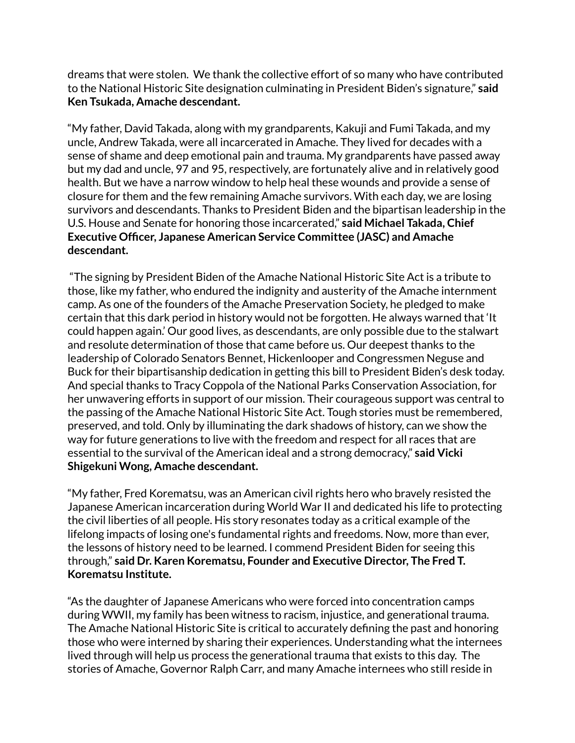dreams that were stolen.  We thank the collective effort of so many who have contributed to the National Historic Site designation culminating in President Biden's signature," **said Ken Tsukada, Amache descendant.**

"My father, David Takada, along with my grandparents, Kakuji and Fumi Takada, and my uncle, Andrew Takada, were all incarcerated in Amache. They lived for decades with a sense of shame and deep emotional pain and trauma. My grandparents have passed away but my dad and uncle, 97 and 95, respectively, are fortunately alive and in relatively good health. But we have a narrow window to help heal these wounds and provide a sense of closure for them and the few remaining Amache survivors. With each day, we are losing survivors and descendants. Thanks to President Biden and the bipartisan leadership in the U.S. House and Senate for honoring those incarcerated," **said Michael Takada, Chief Executive Officer, Japanese American Service Committee (JASC) and Amache descendant.**

"The signing by President Biden of the Amache National Historic Site Act is a tribute to those, like my father, who endured the indignity and austerity of the Amache internment camp. As one of the founders of the Amache Preservation Society, he pledged to make certain that this dark period in history would not be forgotten. He always warned that 'It could happen again.' Our good lives, as descendants, are only possible due to the stalwart and resolute determination of those that came before us. Our deepest thanks to the leadership of Colorado Senators Bennet, Hickenlooper and Congressmen Neguse and Buck for their bipartisanship dedication in getting this bill to President Biden's desk today. And special thanks to Tracy Coppola of the National Parks Conservation Association, for her unwavering efforts in support of our mission. Their courageous support was central to the passing of the Amache National Historic Site Act. Tough stories must be remembered, preserved, and told. Only by illuminating the dark shadows of history, can we show the way for future generations to live with the freedom and respect for all races that are essential to the survival of the American ideal and a strong democracy," **said Vicki Shigekuni Wong, Amache descendant.**

"My father, Fred Korematsu, was an American civil rights hero who bravely resisted the Japanese American incarceration during World War II and dedicated his life to protecting the civil liberties of all people. His story resonates today as a critical example of the lifelong impacts of losing one's fundamental rights and freedoms. Now, more than ever, the lessons of history need to be learned. I commend President Biden for seeing this through," **said Dr. Karen Korematsu, Founder and Executive Director, The Fred T. Korematsu Institute.**

"As the daughter of Japanese Americans who were forced into concentration camps during WWII, my family has been witness to racism, injustice, and generational trauma. The Amache National Historic Site is critical to accurately defining the past and honoring those who were interned by sharing their experiences. Understanding what the internees lived through will help us process the generational trauma that exists to this day.  The stories of Amache, Governor Ralph Carr, and many Amache internees who still reside in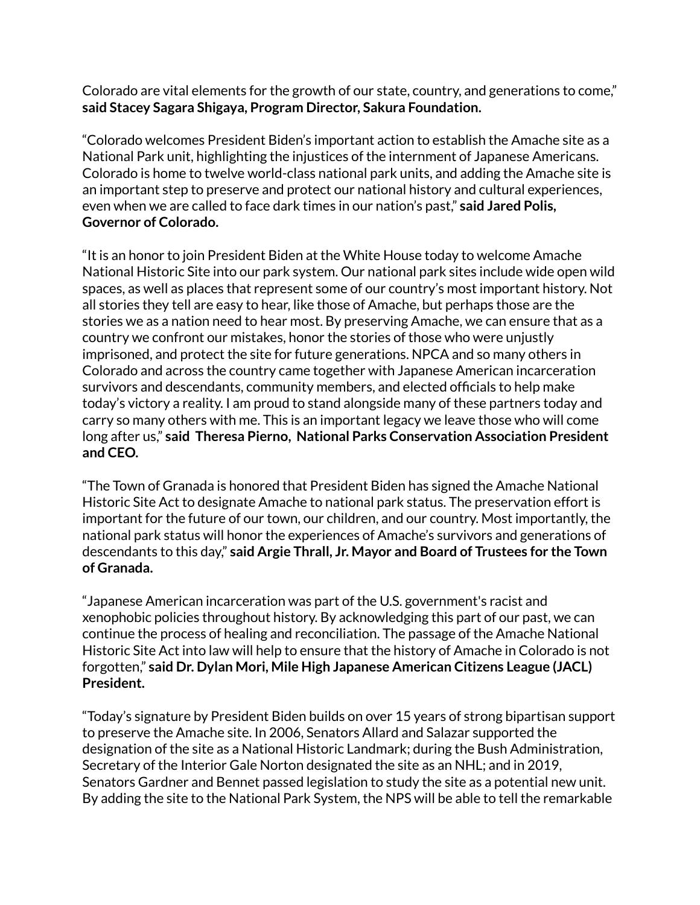Colorado are vital elements for the growth of our state, country, and generations to come," **said Stacey Sagara Shigaya, Program Director, Sakura Foundation.**

"Colorado welcomes President Biden's important action to establish the Amache site as a National Park unit, highlighting the injustices of the internment of Japanese Americans. Colorado is home to twelve world-class national park units, and adding the Amache site is an important step to preserve and protect our national history and cultural experiences, even when we are called to face dark times in our nation's past," **said Jared Polis, Governor of Colorado.**

"It is an honor to join President Biden at the White House today to welcome Amache National Historic Site into our park system. Our national park sites include wide open wild spaces, as well as places that represent some of our country's most important history. Not all stories they tell are easy to hear, like those of Amache, but perhaps those are the stories we as a nation need to hear most. By preserving Amache, we can ensure that as a country we confront our mistakes, honor the stories of those who were unjustly imprisoned, and protect the site for future generations. NPCA and so many others in Colorado and across the country came together with Japanese American incarceration survivors and descendants, community members, and elected officials to help make today's victory a reality. I am proud to stand alongside many of these partners today and carry so many others with me. This is an important legacy we leave those who will come long after us," **said Theresa Pierno, National Parks Conservation Association President and CEO.**

"The Town of Granada is honored that President Biden has signed the Amache National Historic Site Act to designate Amache to national park status. The preservation effort is important for the future of our town, our children, and our country. Most importantly, the national park status will honor the experiences of Amache's survivors and generations of descendants to this day," **said Argie Thrall, Jr. Mayor and Board of Trustees for the Town of Granada.**

"Japanese American incarceration was part of the U.S. government's racist and xenophobic policies throughout history. By acknowledging this part of our past, we can continue the process of healing and reconciliation. The passage of the Amache National Historic Site Act into law will help to ensure that the history of Amache in Colorado is not forgotten," **said Dr. Dylan Mori, Mile High Japanese American Citizens League (JACL) President.**

"Today's signature by President Biden builds on over 15 years of strong bipartisan support to preserve the Amache site. In 2006, Senators Allard and Salazar supported the designation of the site as a National Historic Landmark; during the Bush Administration, Secretary of the Interior Gale Norton designated the site as an NHL; and in 2019, Senators Gardner and Bennet passed legislation to study the site as a potential new unit. By adding the site to the National Park System, the NPS will be able to tell the remarkable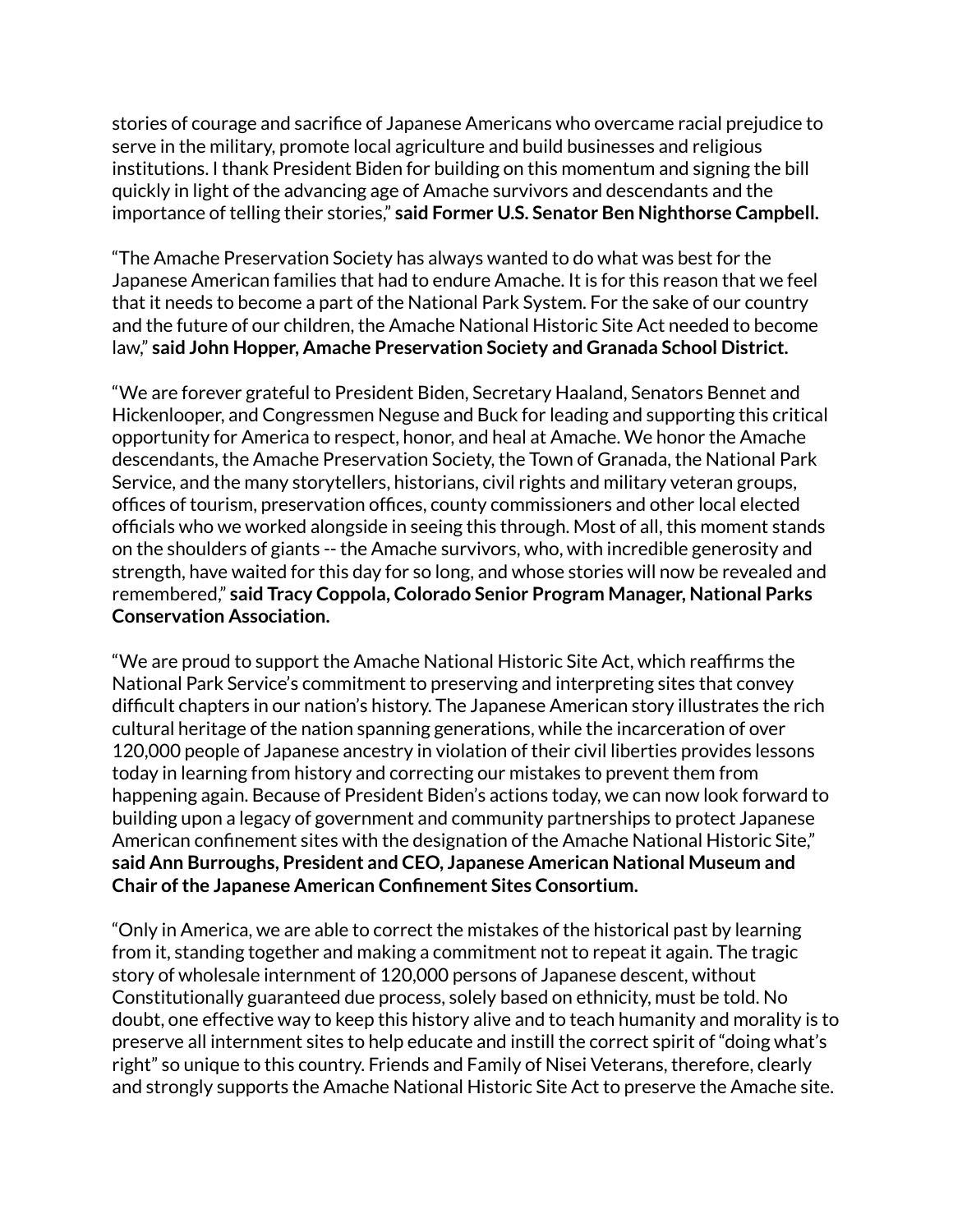stories of courage and sacrifice of Japanese Americans who overcame racial prejudice to serve in the military, promote local agriculture and build businesses and religious institutions. I thank President Biden for building on this momentum and signing the bill quickly in light of the advancing age of Amache survivors and descendants and the importance of telling their stories," **said Former U.S. Senator Ben Nighthorse Campbell.**

"The Amache Preservation Society has always wanted to do what was best for the Japanese American families that had to endure Amache. It is for this reason that we feel that it needs to become a part of the National Park System. For the sake of our country and the future of our children, the Amache National Historic Site Act needed to become law," **said John Hopper, Amache Preservation Society and Granada School District.**

"We are forever grateful to President Biden, Secretary Haaland, Senators Bennet and Hickenlooper, and Congressmen Neguse and Buck for leading and supporting this critical opportunity for America to respect, honor, and heal at Amache. We honor the Amache descendants, the Amache Preservation Society, the Town of Granada, the National Park Service, and the many storytellers, historians, civil rights and military veteran groups, offices of tourism, preservation offices, county commissioners and other local elected officials who we worked alongside in seeing this through. Most of all, this moment stands on the shoulders of giants -- the Amache survivors, who, with incredible generosity and strength, have waited for this day for so long, and whose stories will now be revealed and remembered," **said Tracy Coppola, Colorado Senior Program Manager, National Parks Conservation Association.**

"We are proud to support the Amache National Historic Site Act, which reaffirms the National Park Service's commitment to preserving and interpreting sites that convey difficult chapters in our nation's history. The Japanese American story illustrates the rich cultural heritage of the nation spanning generations, while the incarceration of over 120,000 people of Japanese ancestry in violation of their civil liberties provides lessons today in learning from history and correcting our mistakes to prevent them from happening again. Because of President Biden's actions today, we can now look forward to building upon a legacy of government and community partnerships to protect Japanese American confinement sites with the designation of the Amache National Historic Site," **said Ann Burroughs, President and CEO, Japanese American National Museum and Chair of the Japanese American Confinement Sites Consortium.**

"Only in America, we are able to correct the mistakes of the historical past by learning from it, standing together and making a commitment not to repeat it again. The tragic story of wholesale internment of 120,000 persons of Japanese descent, without Constitutionally guaranteed due process, solely based on ethnicity, must be told. No doubt, one effective way to keep this history alive and to teach humanity and morality is to preserve all internment sites to help educate and instill the correct spirit of "doing what's right" so unique to this country. Friends and Family of Nisei Veterans, therefore, clearly and strongly supports the Amache National Historic Site Act to preserve the Amache site.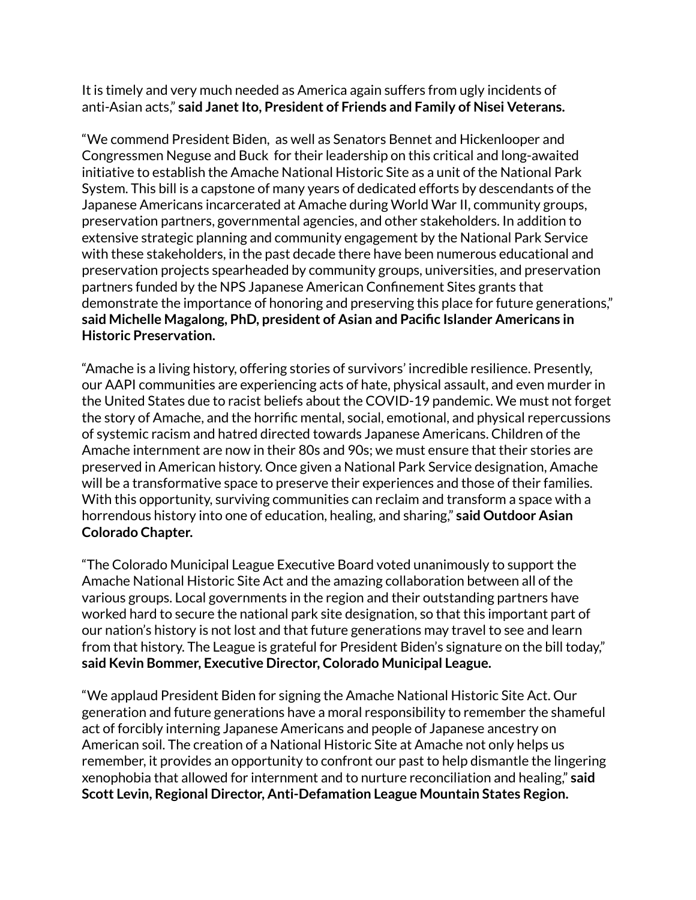It is timely and very much needed as America again suffers from ugly incidents of anti-Asian acts," **said Janet Ito, President of Friends and Family of Nisei Veterans.**

"We commend President Biden, as well as Senators Bennet and Hickenlooper and Congressmen Neguse and Buck for their leadership on this critical and long-awaited initiative to establish the Amache National Historic Site as a unit of the National Park System. This bill is a capstone of many years of dedicated efforts by descendants of the Japanese Americans incarcerated at Amache during World War II, community groups, preservation partners, governmental agencies, and other stakeholders. In addition to extensive strategic planning and community engagement by the National Park Service with these stakeholders, in the past decade there have been numerous educational and preservation projects spearheaded by community groups, universities, and preservation partners funded by the NPS Japanese American Confinement Sites grants that demonstrate the importance of honoring and preserving this place for future generations," **said Michelle Magalong, PhD, president of Asian and Pacific Islander Americans in Historic Preservation.**

"Amache is a living history, offering stories of survivors' incredible resilience. Presently, our AAPI communities are experiencing acts of hate, physical assault, and even murder in the United States due to racist beliefs about the COVID-19 pandemic. We must not forget the story of Amache, and the horrific mental, social, emotional, and physical repercussions of systemic racism and hatred directed towards Japanese Americans. Children of the Amache internment are now in their 80s and 90s; we must ensure that their stories are preserved in American history. Once given a National Park Service designation, Amache will be a transformative space to preserve their experiences and those of their families. With this opportunity, surviving communities can reclaim and transform a space with a horrendous history into one of education, healing, and sharing," **said Outdoor Asian Colorado Chapter.**

"The Colorado Municipal League Executive Board voted unanimously to support the Amache National Historic Site Act and the amazing collaboration between all of the various groups. Local governments in the region and their outstanding partners have worked hard to secure the national park site designation, so that this important part of our nation's history is not lost and that future generations may travel to see and learn from that history. The League is grateful for President Biden's signature on the bill today," **said Kevin Bommer, Executive Director, Colorado Municipal League.**

"We applaud President Biden for signing the Amache National Historic Site Act. Our generation and future generations have a moral responsibility to remember the shameful act of forcibly interning Japanese Americans and people of Japanese ancestry on American soil. The creation of a National Historic Site at Amache not only helps us remember, it provides an opportunity to confront our past to help dismantle the lingering xenophobia that allowed for internment and to nurture reconciliation and healing," **said Scott Levin, Regional Director, Anti-Defamation League Mountain States Region.**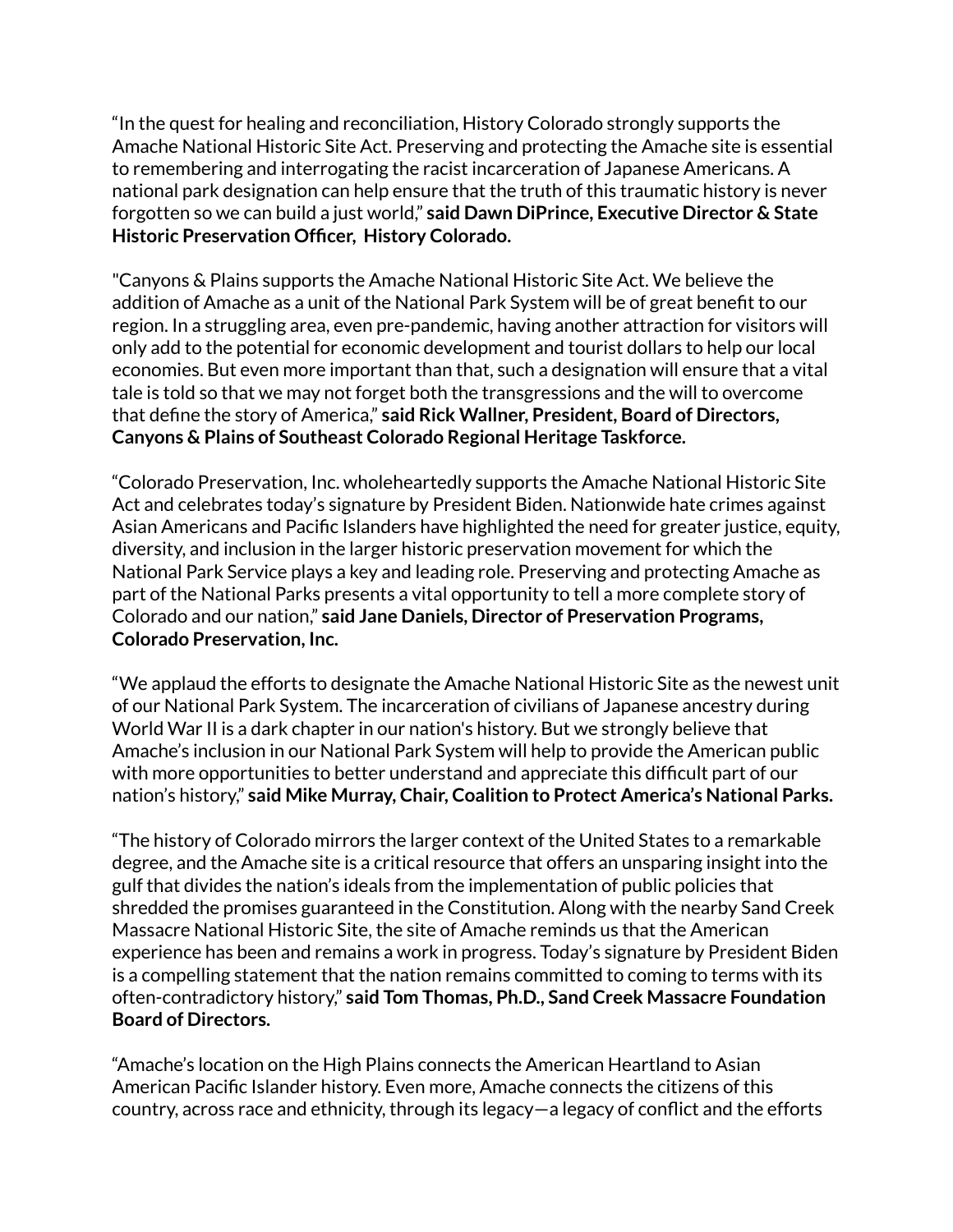"In the quest for healing and reconciliation, History Colorado strongly supports the Amache National Historic Site Act. Preserving and protecting the Amache site is essential to remembering and interrogating the racist incarceration of Japanese Americans. A national park designation can help ensure that the truth of this traumatic history is never forgotten so we can build a just world," **said Dawn DiPrince, Executive Director & State Historic Preservation Officer, History Colorado.**

"Canyons & Plains supports the Amache National Historic Site Act. We believe the addition of Amache as a unit of the National Park System will be of great benefit to our region. In a struggling area, even pre-pandemic, having another attraction for visitors will only add to the potential for economic development and tourist dollars to help our local economies. But even more important than that, such a designation will ensure that a vital tale is told so that we may not forget both the transgressions and the will to overcome that define the story of America," **said Rick Wallner, President, Board of Directors, Canyons & Plains of Southeast Colorado Regional Heritage Taskforce.**

"Colorado Preservation, Inc. wholeheartedly supports the Amache National Historic Site Act and celebrates today's signature by President Biden. Nationwide hate crimes against Asian Americans and Pacific Islanders have highlighted the need for greater justice, equity, diversity, and inclusion in the larger historic preservation movement for which the National Park Service plays a key and leading role. Preserving and protecting Amache as part of the National Parks presents a vital opportunity to tell a more complete story of Colorado and our nation," **said Jane Daniels, Director of Preservation Programs, Colorado Preservation, Inc.**

"We applaud the efforts to designate the Amache National Historic Site as the newest unit of our National Park System. The incarceration of civilians of Japanese ancestry during World War II is a dark chapter in our nation's history. But we strongly believe that Amache's inclusion in our National Park System will help to provide the American public with more opportunities to better understand and appreciate this difficult part of our nation's history," **said Mike Murray, Chair, Coalition to Protect America's National Parks.**

"The history of Colorado mirrors the larger context of the United States to a remarkable degree, and the Amache site is a critical resource that offers an unsparing insight into the gulf that divides the nation's ideals from the implementation of public policies that shredded the promises guaranteed in the Constitution. Along with the nearby Sand Creek Massacre National Historic Site, the site of Amache reminds us that the American experience has been and remains a work in progress. Today's signature by President Biden is a compelling statement that the nation remains committed to coming to terms with its often-contradictory history," **said Tom Thomas, Ph.D., Sand Creek Massacre Foundation Board of Directors.**

"Amache's location on the High Plains connects the American Heartland to Asian American Pacific Islander history. Even more, Amache connects the citizens of this country, across race and ethnicity, through its legacy—a legacy of conflict and the efforts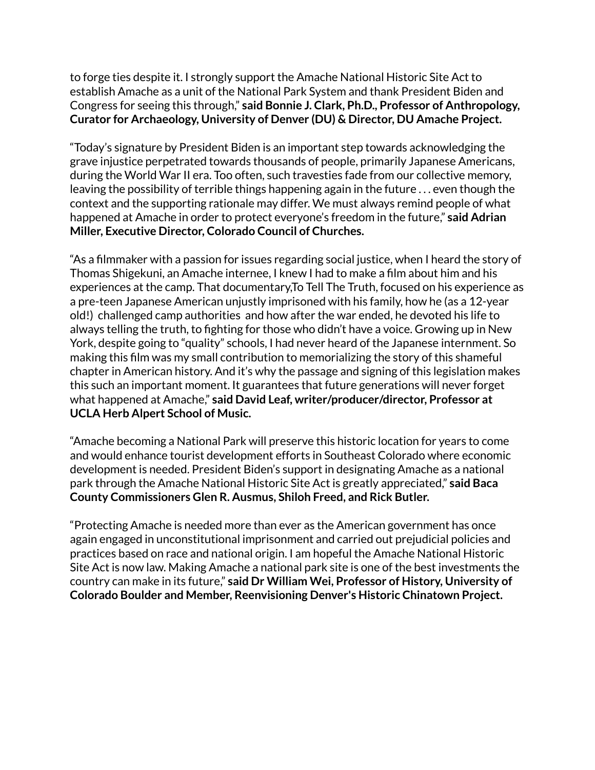to forge ties despite it. I strongly support the Amache National Historic Site Act to establish Amache as a unit of the National Park System and thank President Biden and Congress for seeing this through," **said Bonnie J. Clark, Ph.D., Professor of Anthropology, Curator for Archaeology, University of Denver (DU) & Director, DU Amache Project.**

"Today's signature by President Biden is an important step towards acknowledging the grave injustice perpetrated towards thousands of people, primarily Japanese Americans, during the World War II era. Too often, such travesties fade from our collective memory, leaving the possibility of terrible things happening again in the future . . . even though the context and the supporting rationale may differ. We must always remind people of what happened at Amache in order to protect everyone's freedom in the future," **said Adrian Miller, Executive Director, Colorado Council of Churches.**

"As a filmmaker with a passion for issues regarding social justice, when I heard the story of Thomas Shigekuni, an Amache internee, I knew I had to make a film about him and his experiences at the camp. That documentary,To Tell The Truth, focused on his experience as a pre-teen Japanese American unjustly imprisoned with his family, how he (as a 12-year old!) challenged camp authorities and how after the war ended, he devoted his life to always telling the truth, to fighting for those who didn't have a voice. Growing up in New York, despite going to "quality" schools, I had never heard of the Japanese internment. So making this film was my small contribution to memorializing the story of this shameful chapter in American history. And it's why the passage and signing of this legislation makes this such an important moment. It guarantees that future generations will never forget what happened at Amache," **said David Leaf, writer/producer/director, Professor at UCLA Herb Alpert School of Music.**

"Amache becoming a National Park will preserve this historic location for years to come and would enhance tourist development efforts in Southeast Colorado where economic development is needed. President Biden's support in designating Amache as a national park through the Amache National Historic Site Act is greatly appreciated," **said Baca County Commissioners Glen R. Ausmus, Shiloh Freed, and Rick Butler.**

"Protecting Amache is needed more than ever as the American government has once again engaged in unconstitutional imprisonment and carried out prejudicial policies and practices based on race and national origin. I am hopeful the Amache National Historic Site Act is now law. Making Amache a national park site is one of the best investments the country can make in its future," **said Dr William Wei, Professor of History, University of Colorado Boulder and Member, Reenvisioning Denver's Historic Chinatown Project.**